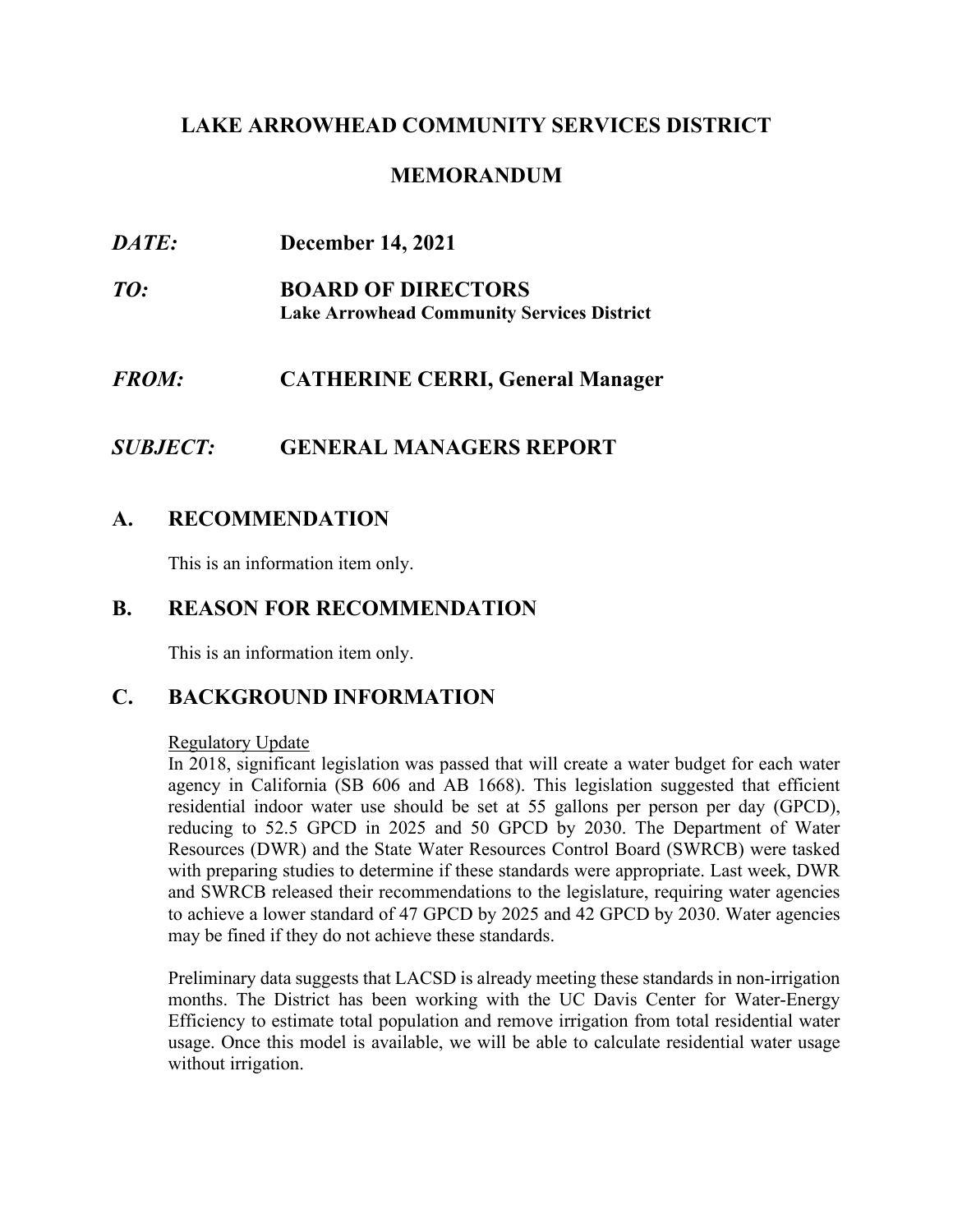# LAKE ARROWHEAD COMMUNITY SERVICES DISTRICT

## MEMORANDUM

***DATE:*** **December 14, 2021**

***TO:*** **BOARD OF DIRECTORS**
**Lake Arrowhead Community Services District**

***FROM:*** **CATHERINE CERRI, General Manager**

***SUBJECT:*** **GENERAL MANAGERS REPORT**

## A. RECOMMENDATION

This is an information item only.

## B. REASON FOR RECOMMENDATION

This is an information item only.

## C. BACKGROUND INFORMATION

Regulatory Update

In 2018, significant legislation was passed that will create a water budget for each water agency in California (SB 606 and AB 1668). This legislation suggested that efficient residential indoor water use should be set at 55 gallons per person per day (GPCD), reducing to 52.5 GPCD in 2025 and 50 GPCD by 2030. The Department of Water Resources (DWR) and the State Water Resources Control Board (SWRCB) were tasked with preparing studies to determine if these standards were appropriate. Last week, DWR and SWRCB released their recommendations to the legislature, requiring water agencies to achieve a lower standard of 47 GPCD by 2025 and 42 GPCD by 2030. Water agencies may be fined if they do not achieve these standards.

Preliminary data suggests that LACSD is already meeting these standards in non-irrigation months. The District has been working with the UC Davis Center for Water-Energy Efficiency to estimate total population and remove irrigation from total residential water usage. Once this model is available, we will be able to calculate residential water usage without irrigation.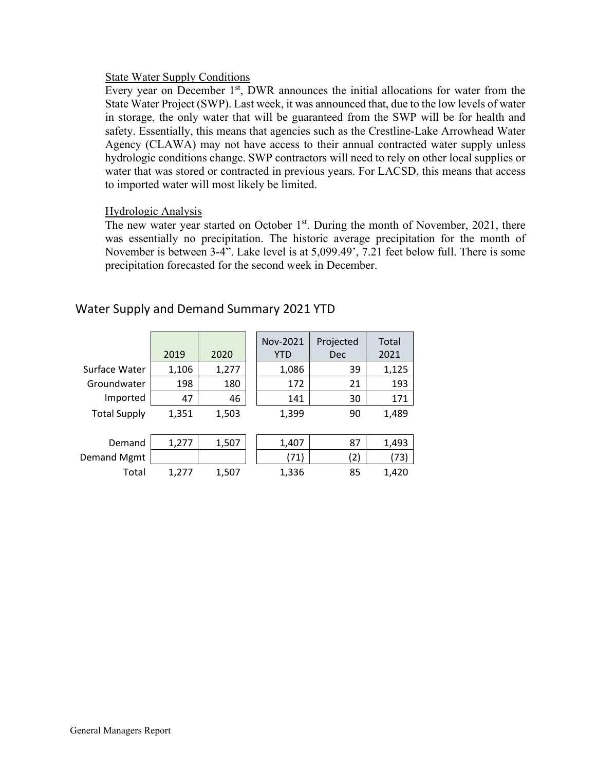State Water Supply Conditions

Every year on December 1st, DWR announces the initial allocations for water from the State Water Project (SWP). Last week, it was announced that, due to the low levels of water in storage, the only water that will be guaranteed from the SWP will be for health and safety. Essentially, this means that agencies such as the Crestline-Lake Arrowhead Water Agency (CLAWA) may not have access to their annual contracted water supply unless hydrologic conditions change. SWP contractors will need to rely on other local supplies or water that was stored or contracted in previous years. For LACSD, this means that access to imported water will most likely be limited.

Hydrologic Analysis

The new water year started on October 1st. During the month of November, 2021, there was essentially no precipitation. The historic average precipitation for the month of November is between 3-4". Lake level is at 5,099.49', 7.21 feet below full. There is some precipitation forecasted for the second week in December.

## Water Supply and Demand Summary 2021 YTD

| | 2019 | 2020 | Nov-2021 YTD | Projected Dec | Total 2021 |
|---|---|---|---|---|---|
| Surface Water | 1,106 | 1,277 | 1,086 | 39 | 1,125 |
| Groundwater | 198 | 180 | 172 | 21 | 193 |
| Imported | 47 | 46 | 141 | 30 | 171 |
| Total Supply | 1,351 | 1,503 | 1,399 | 90 | 1,489 |
| | | | | | |
| Demand | 1,277 | 1,507 | 1,407 | 87 | 1,493 |
| Demand Mgmt | | | (71) | (2) | (73) |
| Total | 1,277 | 1,507 | 1,336 | 85 | 1,420 |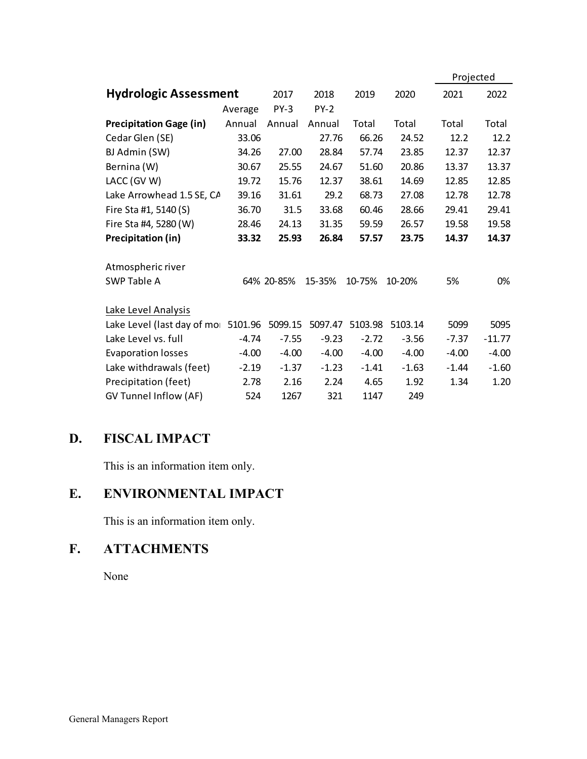| Hydrologic Assessment | | 2017 | 2018 | 2019 | 2020 | Projected 2021 | 2022 |
|---|---|---|---|---|---|---|---|
| | Average | PY-3 | PY-2 | | | | |
| **Precipitation Gage (in)** | Annual | Annual | Annual | Total | Total | Total | Total |
| Cedar Glen (SE) | 33.06 | | 27.76 | 66.26 | 24.52 | 12.2 | 12.2 |
| BJ Admin (SW) | 34.26 | 27.00 | 28.84 | 57.74 | 23.85 | 12.37 | 12.37 |
| Bernina (W) | 30.67 | 25.55 | 24.67 | 51.60 | 20.86 | 13.37 | 13.37 |
| LACC (GV W) | 19.72 | 15.76 | 12.37 | 38.61 | 14.69 | 12.85 | 12.85 |
| Lake Arrowhead 1.5 SE, CA | 39.16 | 31.61 | 29.2 | 68.73 | 27.08 | 12.78 | 12.78 |
| Fire Sta #1, 5140 (S) | 36.70 | 31.5 | 33.68 | 60.46 | 28.66 | 29.41 | 29.41 |
| Fire Sta #4, 5280 (W) | 28.46 | 24.13 | 31.35 | 59.59 | 26.57 | 19.58 | 19.58 |
| **Precipitation (in)** | **33.32** | **25.93** | **26.84** | **57.57** | **23.75** | **14.37** | **14.37** |
| | | | | | | | |
| Atmospheric river | | | | | | | |
| SWP Table A | 64% | 20-85% | 15-35% | 10-75% | 10-20% | 5% | 0% |
| | | | | | | | |
| Lake Level Analysis | | | | | | | |
| Lake Level (last day of mo | 5101.96 | 5099.15 | 5097.47 | 5103.98 | 5103.14 | 5099 | 5095 |
| Lake Level vs. full | -4.74 | -7.55 | -9.23 | -2.72 | -3.56 | -7.37 | -11.77 |
| Evaporation losses | -4.00 | -4.00 | -4.00 | -4.00 | -4.00 | -4.00 | -4.00 |
| Lake withdrawals (feet) | -2.19 | -1.37 | -1.23 | -1.41 | -1.63 | -1.44 | -1.60 |
| Precipitation (feet) | 2.78 | 2.16 | 2.24 | 4.65 | 1.92 | 1.34 | 1.20 |
| GV Tunnel Inflow (AF) | 524 | 1267 | 321 | 1147 | 249 | | |

## D. FISCAL IMPACT

This is an information item only.

## E. ENVIRONMENTAL IMPACT

This is an information item only.

## F. ATTACHMENTS

None